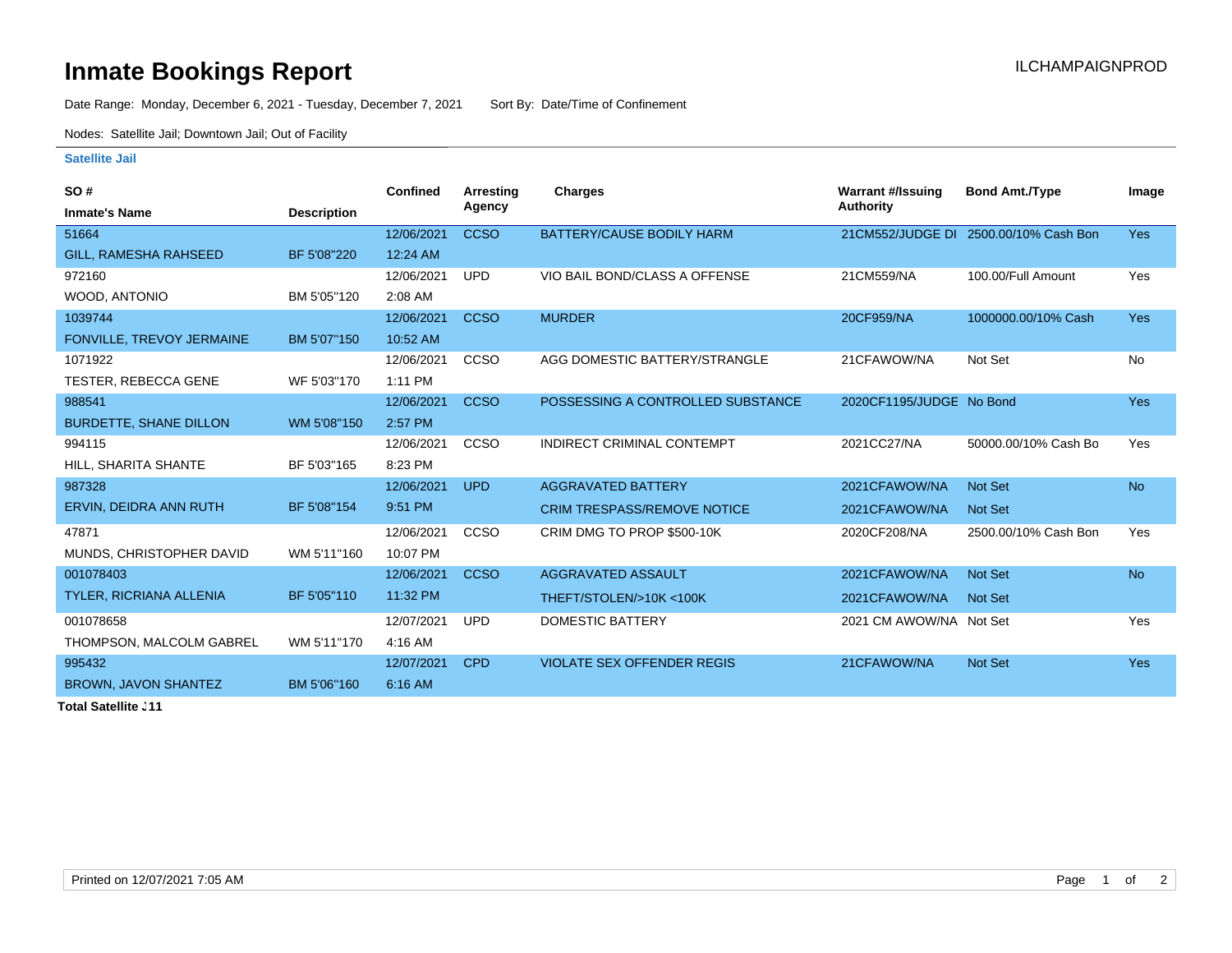# Inmate Bookings Report

ILCHAMPAIGNPROD

Date Range: Monday, December 6, 2021 - Tuesday, December 7, 2021    Sort By: Date/Time of Confinement

Nodes: Satellite Jail; Downtown Jail; Out of Facility

### Satellite Jail

| SO # / Inmate's Name | Description | Confined | Arresting Agency | Charges | Warrant #/Issuing Authority | Bond Amt./Type | Image |
|---|---|---|---|---|---|---|---|
| 51664 GILL, RAMESHA RAHSEED | BF 5'08"220 | 12/06/2021 12:24 AM | CCSO | BATTERY/CAUSE BODILY HARM | 21CM552/JUDGE DI | 2500.00/10% Cash Bon | Yes |
| 972160 WOOD, ANTONIO | BM 5'05"120 | 12/06/2021 2:08 AM | UPD | VIO BAIL BOND/CLASS A OFFENSE | 21CM559/NA | 100.00/Full Amount | Yes |
| 1039744 FONVILLE, TREVOY JERMAINE | BM 5'07"150 | 12/06/2021 10:52 AM | CCSO | MURDER | 20CF959/NA | 1000000.00/10% Cash | Yes |
| 1071922 TESTER, REBECCA GENE | WF 5'03"170 | 12/06/2021 1:11 PM | CCSO | AGG DOMESTIC BATTERY/STRANGLE | 21CFAWOW/NA | Not Set | No |
| 988541 BURDETTE, SHANE DILLON | WM 5'08"150 | 12/06/2021 2:57 PM | CCSO | POSSESSING A CONTROLLED SUBSTANCE | 2020CF1195/JUDGE | No Bond | Yes |
| 994115 HILL, SHARITA SHANTE | BF 5'03"165 | 12/06/2021 8:23 PM | CCSO | INDIRECT CRIMINAL CONTEMPT | 2021CC27/NA | 50000.00/10% Cash Bo | Yes |
| 987328 ERVIN, DEIDRA ANN RUTH | BF 5'08"154 | 12/06/2021 9:51 PM | UPD | AGGRAVATED BATTERY | 2021CFAWOW/NA | Not Set | No |
| | | | | CRIM TRESPASS/REMOVE NOTICE | 2021CFAWOW/NA | Not Set | |
| 47871 MUNDS, CHRISTOPHER DAVID | WM 5'11"160 | 12/06/2021 10:07 PM | CCSO | CRIM DMG TO PROP $500-10K | 2020CF208/NA | 2500.00/10% Cash Bon | Yes |
| 001078403 TYLER, RICRIANA ALLENIA | BF 5'05"110 | 12/06/2021 11:32 PM | CCSO | AGGRAVATED ASSAULT | 2021CFAWOW/NA | Not Set | No |
| | | | | THEFT/STOLEN/>10K <100K | 2021CFAWOW/NA | Not Set | |
| 001078658 THOMPSON, MALCOLM GABREL | WM 5'11"170 | 12/07/2021 4:16 AM | UPD | DOMESTIC BATTERY | 2021 CM AWOW/NA | Not Set | Yes |
| 995432 BROWN, JAVON SHANTEZ | BM 5'06"160 | 12/07/2021 6:16 AM | CPD | VIOLATE SEX OFFENDER REGIS | 21CFAWOW/NA | Not Set | Yes |

**Total Satellite J 11**

Printed on 12/07/2021 7:05 AM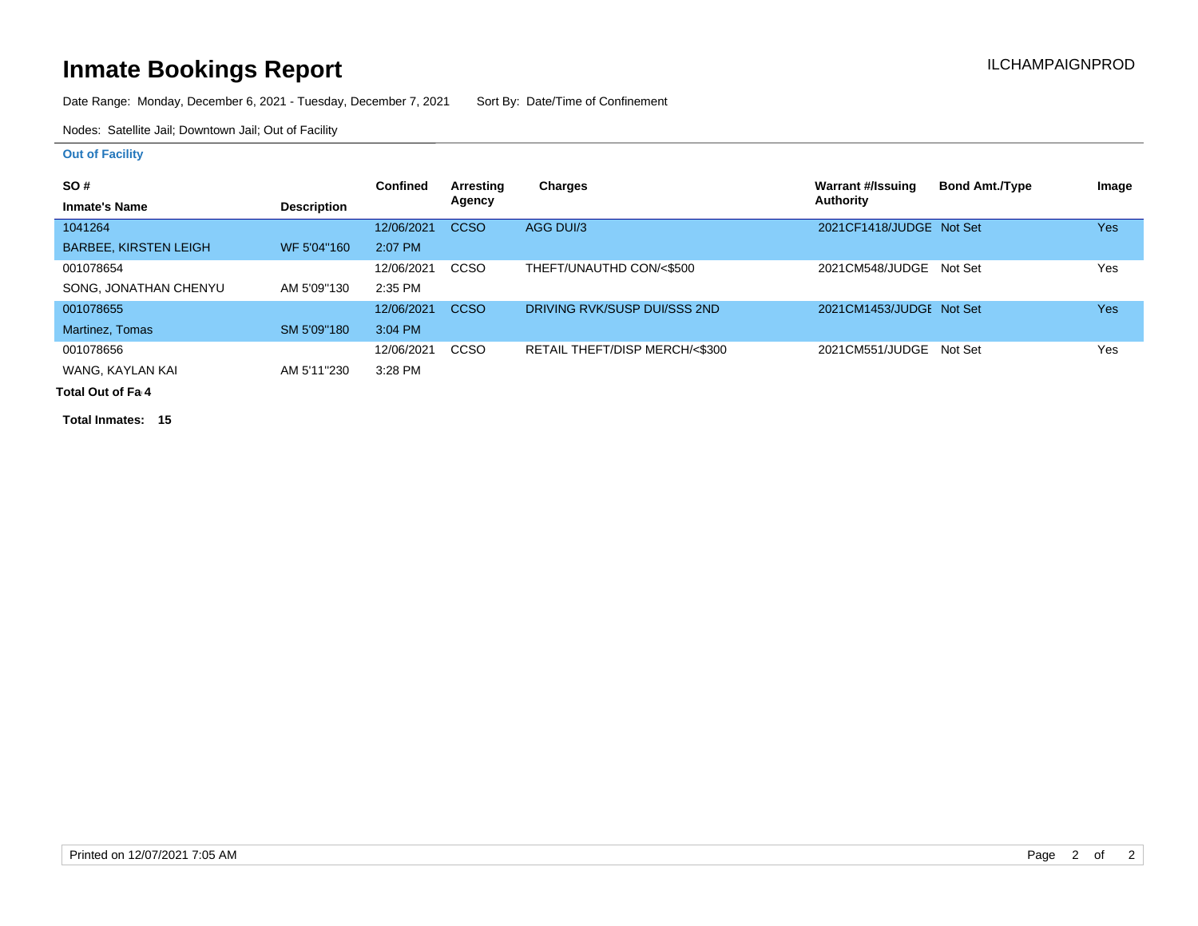# Inmate Bookings Report

ILCHAMPAIGNPROD

Date Range: Monday, December 6, 2021 - Tuesday, December 7, 2021    Sort By: Date/Time of Confinement

Nodes: Satellite Jail; Downtown Jail; Out of Facility

### Out of Facility

| SO # / Inmate's Name | Description | Confined | Arresting Agency | Charges | Warrant #/Issuing Authority | Bond Amt./Type | Image |
|---|---|---|---|---|---|---|---|
| 1041264 BARBEE, KIRSTEN LEIGH | WF 5'04''160 | 12/06/2021 2:07 PM | CCSO | AGG DUI/3 | 2021CF1418/JUDGE | Not Set | Yes |
| 001078654 SONG, JONATHAN CHENYU | AM 5'09''130 | 12/06/2021 2:35 PM | CCSO | THEFT/UNAUTHD CON/<$500 | 2021CM548/JUDGE | Not Set | Yes |
| 001078655 Martinez, Tomas | SM 5'09''180 | 12/06/2021 3:04 PM | CCSO | DRIVING RVK/SUSP DUI/SSS 2ND | 2021CM1453/JUDGE | Not Set | Yes |
| 001078656 WANG, KAYLAN KAI | AM 5'11''230 | 12/06/2021 3:28 PM | CCSO | RETAIL THEFT/DISP MERCH/<$300 | 2021CM551/JUDGE | Not Set | Yes |

**Total Out of Fa 4**

**Total Inmates: 15**

Printed on 12/07/2021 7:05 AM